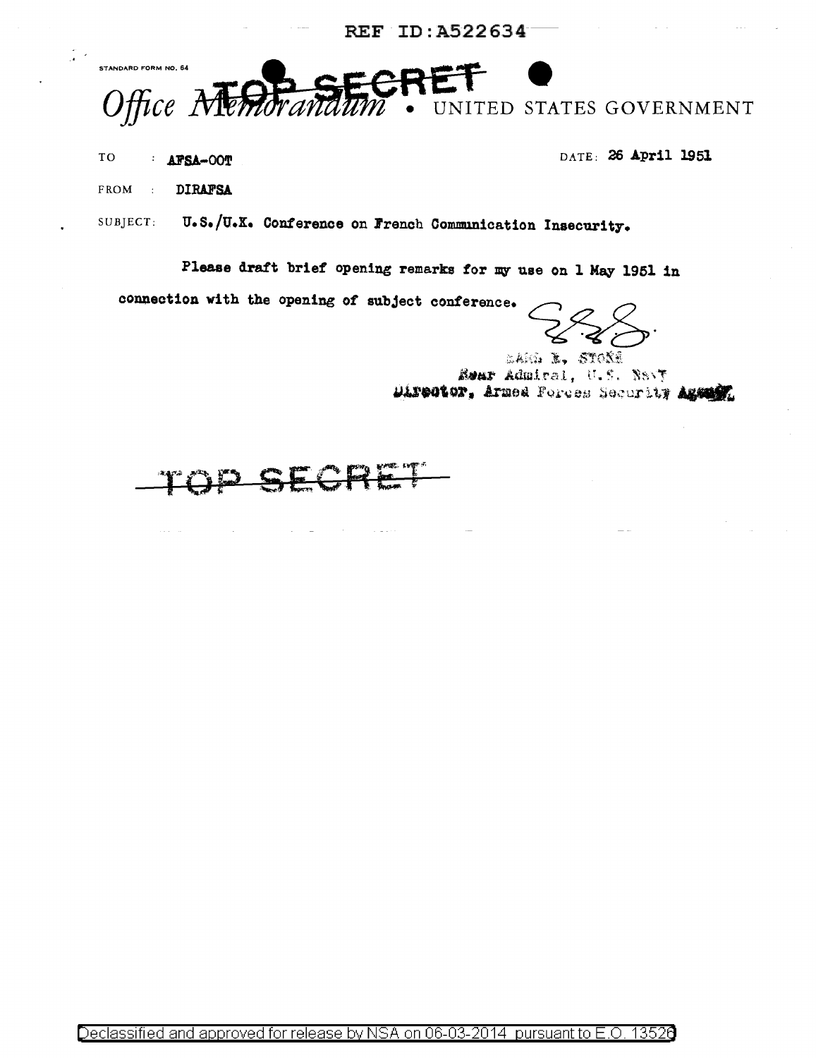REF ID:A522634

STANDARD FORM NO. 64

TOP SECRET

*Office Memorandum* • UNITED STATES GOVERNMENT

TO : **AFSA-00T**

DATE: **26 April 1951**

FROM : **DIRAFSA**

SUBJECT: **U.S./U.K. Conference on French Communication Insecurity.**

Please draft brief opening remarks for my use on 1 May 1951 in connection with the opening of subject conference.

EARL E. STONE
Rear Admiral, U.S. Navy
Director, Armed Forces Security Agency

TOP SECRET

Declassified and approved for release by NSA on 06-03-2014 pursuant to E.O. 13526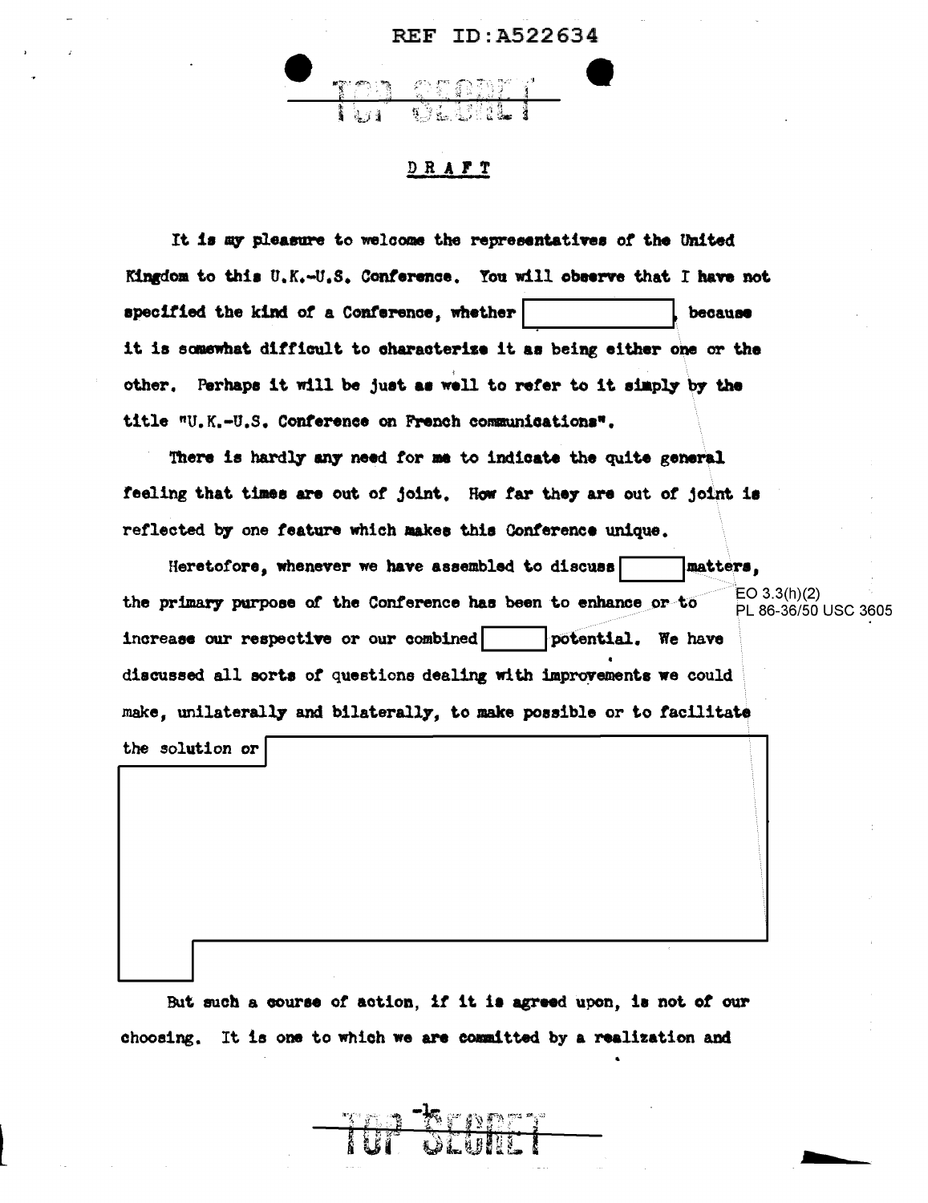REF ID:A522634

TOP SECRET

DRAFT

It is my pleasure to welcome the representatives of the United Kingdom to this U.K.-U.S. Conference. You will observe that I have not specified the kind of a Conference, whether [redacted], because it is somewhat difficult to characterize it as being either one or the other. Perhaps it will be just as well to refer to it simply by the title "U.K.-U.S. Conference on French communications".

There is hardly any need for me to indicate the quite general feeling that times are out of joint. How far they are out of joint is reflected by one feature which makes this Conference unique.

Heretofore, whenever we have assembled to discuss [redacted] matters, the primary purpose of the Conference has been to enhance or to increase our respective or our combined [redacted] potential. We have discussed all sorts of questions dealing with improvements we could make, unilaterally and bilaterally, to make possible or to facilitate the solution or [redacted]

EO 3.3(h)(2)
PL 86-36/50 USC 3605

But such a course of action, if it is agreed upon, is not of our choosing. It is one to which we are committed by a realization and

TOP SECRET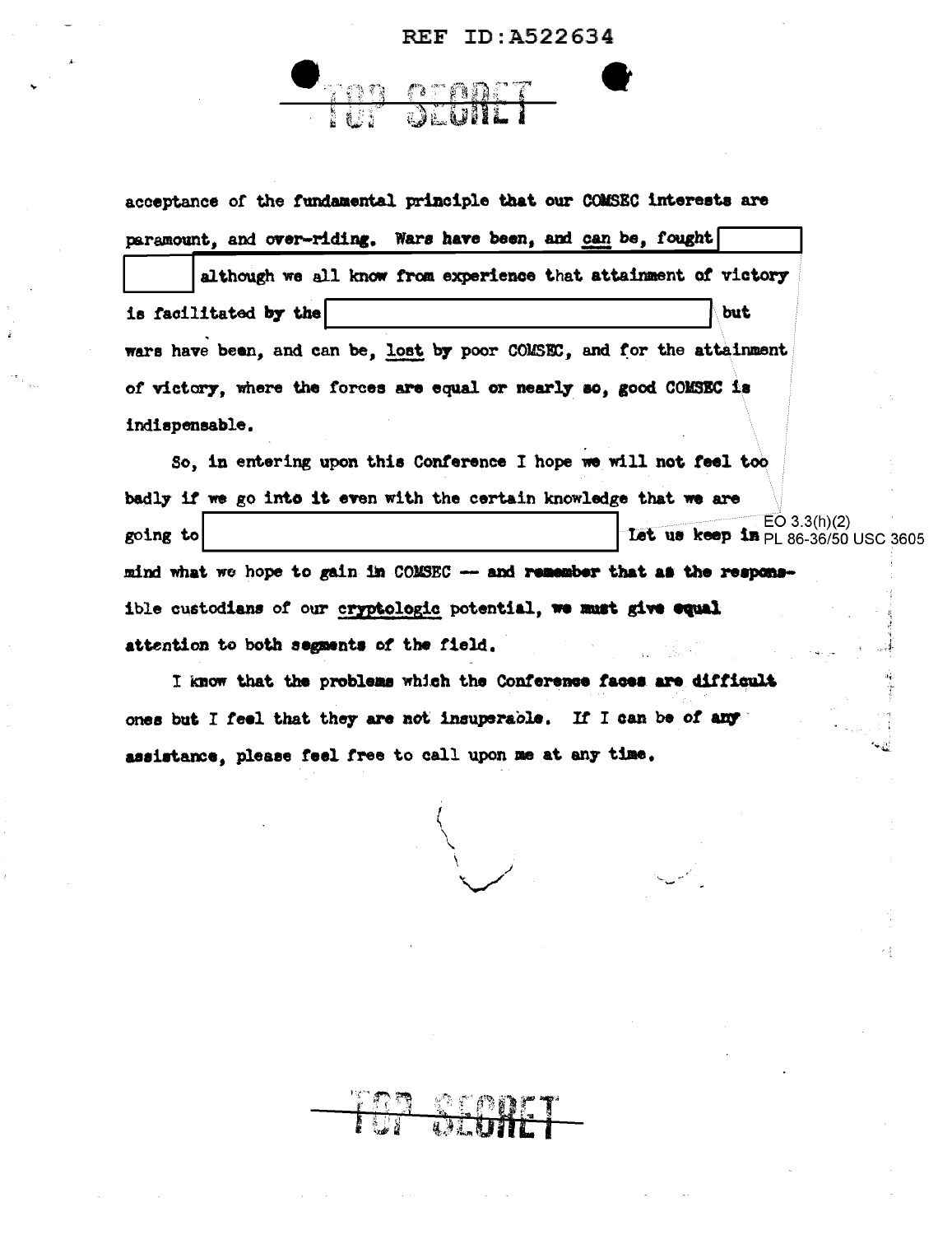acceptance of the fundamental principle that our COMSEC interests are paramount, and over-riding. Wars have been, and can be, fought [REDACTED] although we all know from experience that attainment of victory is facilitated by the [REDACTED] but wars have been, and can be, lost by poor COMSEC, and for the attainment of victory, where the forces are equal or nearly so, good COMSEC is indispensable.

So, in entering upon this Conference I hope we will not feel too badly if we go into it even with the certain knowledge that we are going to [REDACTED] Let us keep in mind what we hope to gain in COMSEC -- and remember that as the responsible custodians of our cryptologic potential, we must give equal attention to both segments of the field.

EO 3.3(h)(2)
PL 86-36/50 USC 3605

I know that the problems which the Conference faces are difficult ones but I feel that they are not insuperable. If I can be of any assistance, please feel free to call upon me at any time.